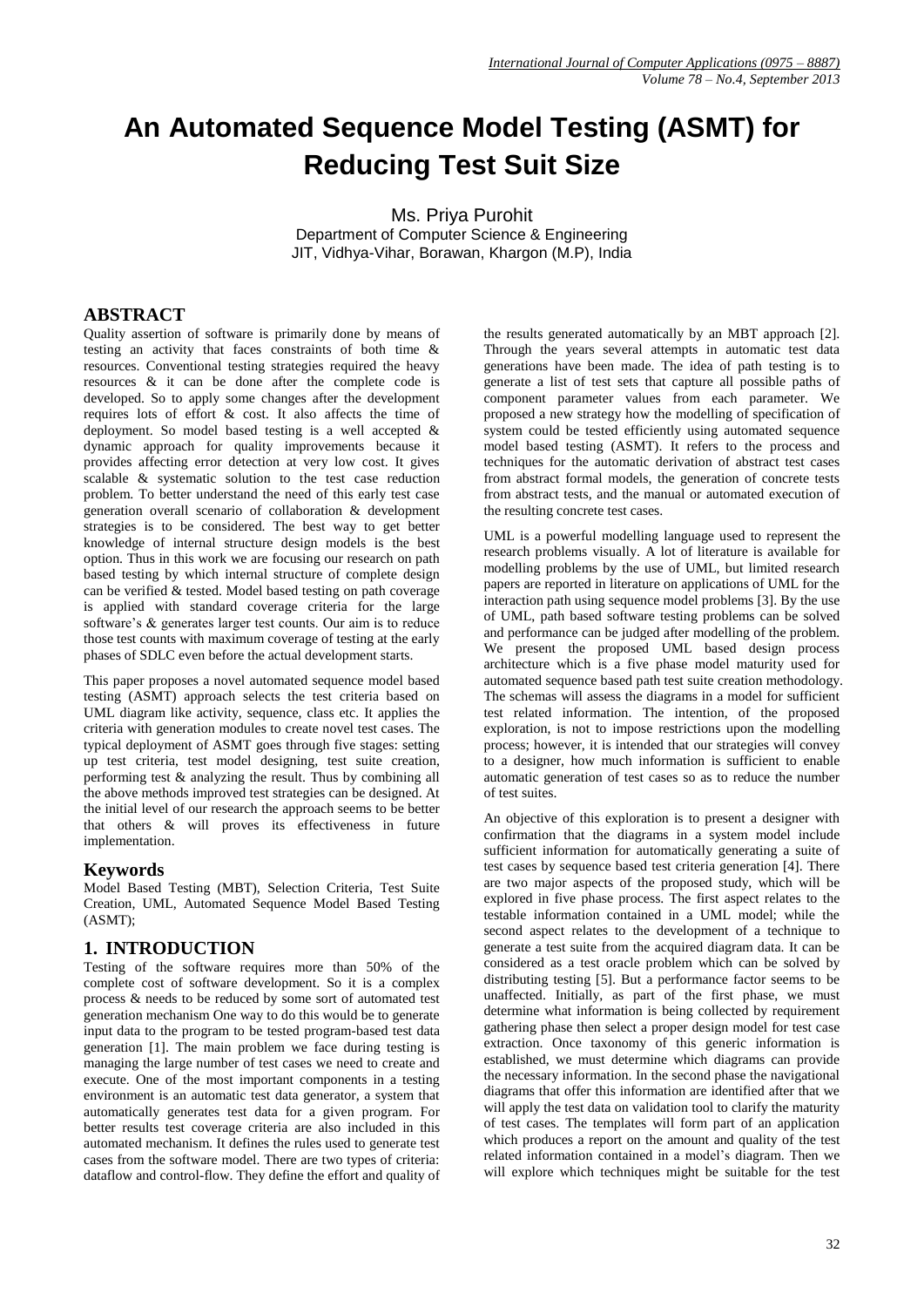# An Automated Sequence Model Testing (ASMT) for Reducing Test Suit Size

Ms. Priya Purohit
Department of Computer Science & Engineering
JIT, Vidhya-Vihar, Borawan, Khargon (M.P), India

## ABSTRACT

Quality assertion of software is primarily done by means of testing an activity that faces constraints of both time & resources. Conventional testing strategies required the heavy resources & it can be done after the complete code is developed. So to apply some changes after the development requires lots of effort & cost. It also affects the time of deployment. So model based testing is a well accepted & dynamic approach for quality improvements because it provides affecting error detection at very low cost. It gives scalable & systematic solution to the test case reduction problem. To better understand the need of this early test case generation overall scenario of collaboration & development strategies is to be considered. The best way to get better knowledge of internal structure design models is the best option. Thus in this work we are focusing our research on path based testing by which internal structure of complete design can be verified & tested. Model based testing on path coverage is applied with standard coverage criteria for the large software's & generates larger test counts. Our aim is to reduce those test counts with maximum coverage of testing at the early phases of SDLC even before the actual development starts.

This paper proposes a novel automated sequence model based testing (ASMT) approach selects the test criteria based on UML diagram like activity, sequence, class etc. It applies the criteria with generation modules to create novel test cases. The typical deployment of ASMT goes through five stages: setting up test criteria, test model designing, test suite creation, performing test & analyzing the result. Thus by combining all the above methods improved test strategies can be designed. At the initial level of our research the approach seems to be better that others & will proves its effectiveness in future implementation.

## Keywords

Model Based Testing (MBT), Selection Criteria, Test Suite Creation, UML, Automated Sequence Model Based Testing (ASMT);

## 1. INTRODUCTION

Testing of the software requires more than 50% of the complete cost of software development. So it is a complex process & needs to be reduced by some sort of automated test generation mechanism One way to do this would be to generate input data to the program to be tested program-based test data generation [1]. The main problem we face during testing is managing the large number of test cases we need to create and execute. One of the most important components in a testing environment is an automatic test data generator, a system that automatically generates test data for a given program. For better results test coverage criteria are also included in this automated mechanism. It defines the rules used to generate test cases from the software model. There are two types of criteria: dataflow and control-flow. They define the effort and quality of the results generated automatically by an MBT approach [2]. Through the years several attempts in automatic test data generations have been made. The idea of path testing is to generate a list of test sets that capture all possible paths of component parameter values from each parameter. We proposed a new strategy how the modelling of specification of system could be tested efficiently using automated sequence model based testing (ASMT). It refers to the process and techniques for the automatic derivation of abstract test cases from abstract formal models, the generation of concrete tests from abstract tests, and the manual or automated execution of the resulting concrete test cases.

UML is a powerful modelling language used to represent the research problems visually. A lot of literature is available for modelling problems by the use of UML, but limited research papers are reported in literature on applications of UML for the interaction path using sequence model problems [3]. By the use of UML, path based software testing problems can be solved and performance can be judged after modelling of the problem. We present the proposed UML based design process architecture which is a five phase model maturity used for automated sequence based path test suite creation methodology. The schemas will assess the diagrams in a model for sufficient test related information. The intention, of the proposed exploration, is not to impose restrictions upon the modelling process; however, it is intended that our strategies will convey to a designer, how much information is sufficient to enable automatic generation of test cases so as to reduce the number of test suites.

An objective of this exploration is to present a designer with confirmation that the diagrams in a system model include sufficient information for automatically generating a suite of test cases by sequence based test criteria generation [4]. There are two major aspects of the proposed study, which will be explored in five phase process. The first aspect relates to the testable information contained in a UML model; while the second aspect relates to the development of a technique to generate a test suite from the acquired diagram data. It can be considered as a test oracle problem which can be solved by distributing testing [5]. But a performance factor seems to be unaffected. Initially, as part of the first phase, we must determine what information is being collected by requirement gathering phase then select a proper design model for test case extraction. Once taxonomy of this generic information is established, we must determine which diagrams can provide the necessary information. In the second phase the navigational diagrams that offer this information are identified after that we will apply the test data on validation tool to clarify the maturity of test cases. The templates will form part of an application which produces a report on the amount and quality of the test related information contained in a model's diagram. Then we will explore which techniques might be suitable for the test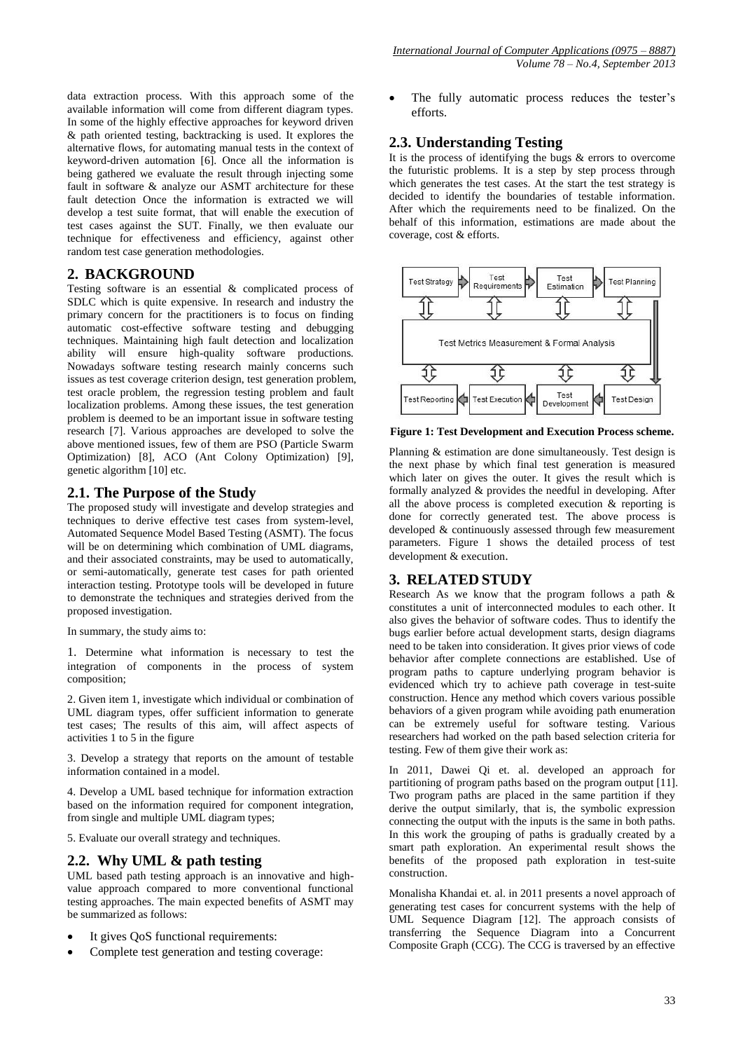data extraction process. With this approach some of the available information will come from different diagram types. In some of the highly effective approaches for keyword driven & path oriented testing, backtracking is used. It explores the alternative flows, for automating manual tests in the context of keyword-driven automation [6]. Once all the information is being gathered we evaluate the result through injecting some fault in software & analyze our ASMT architecture for these fault detection Once the information is extracted we will develop a test suite format, that will enable the execution of test cases against the SUT. Finally, we then evaluate our technique for effectiveness and efficiency, against other random test case generation methodologies.

## 2. BACKGROUND

Testing software is an essential & complicated process of SDLC which is quite expensive. In research and industry the primary concern for the practitioners is to focus on finding automatic cost-effective software testing and debugging techniques. Maintaining high fault detection and localization ability will ensure high-quality software productions. Nowadays software testing research mainly concerns such issues as test coverage criterion design, test generation problem, test oracle problem, the regression testing problem and fault localization problems. Among these issues, the test generation problem is deemed to be an important issue in software testing research [7]. Various approaches are developed to solve the above mentioned issues, few of them are PSO (Particle Swarm Optimization) [8], ACO (Ant Colony Optimization) [9], genetic algorithm [10] etc.

### 2.1. The Purpose of the Study

The proposed study will investigate and develop strategies and techniques to derive effective test cases from system-level, Automated Sequence Model Based Testing (ASMT). The focus will be on determining which combination of UML diagrams, and their associated constraints, may be used to automatically, or semi-automatically, generate test cases for path oriented interaction testing. Prototype tools will be developed in future to demonstrate the techniques and strategies derived from the proposed investigation.

In summary, the study aims to:

1. Determine what information is necessary to test the integration of components in the process of system composition;

2. Given item 1, investigate which individual or combination of UML diagram types, offer sufficient information to generate test cases; The results of this aim, will affect aspects of activities 1 to 5 in the figure

3. Develop a strategy that reports on the amount of testable information contained in a model.

4. Develop a UML based technique for information extraction based on the information required for component integration, from single and multiple UML diagram types;

5. Evaluate our overall strategy and techniques.

### 2.2. Why UML & path testing

UML based path testing approach is an innovative and high-value approach compared to more conventional functional testing approaches. The main expected benefits of ASMT may be summarized as follows:

- It gives QoS functional requirements:
- Complete test generation and testing coverage:
- The fully automatic process reduces the tester's efforts.

### 2.3. Understanding Testing

It is the process of identifying the bugs & errors to overcome the futuristic problems. It is a step by step process through which generates the test cases. At the start the test strategy is decided to identify the boundaries of testable information. After which the requirements need to be finalized. On the behalf of this information, estimations are made about the coverage, cost & efforts.

Test Strategy → Test Requirements → Test Estimation → Test Planning

Test Metrics Measurement & Formal Analysis

Test Reporting ← Test Execution ← Test Development ← Test Design

**Figure 1: Test Development and Execution Process scheme.**

Planning & estimation are done simultaneously. Test design is the next phase by which final test generation is measured which later on gives the outer. It gives the result which is formally analyzed & provides the needful in developing. After all the above process is completed execution & reporting is done for correctly generated test. The above process is developed & continuously assessed through few measurement parameters. Figure 1 shows the detailed process of test development & execution.

## 3. RELATED STUDY

Research As we know that the program follows a path & constitutes a unit of interconnected modules to each other. It also gives the behavior of software codes. Thus to identify the bugs earlier before actual development starts, design diagrams need to be taken into consideration. It gives prior views of code behavior after complete connections are established. Use of program paths to capture underlying program behavior is evidenced which try to achieve path coverage in test-suite construction. Hence any method which covers various possible behaviors of a given program while avoiding path enumeration can be extremely useful for software testing. Various researchers had worked on the path based selection criteria for testing. Few of them give their work as:

In 2011, Dawei Qi et. al. developed an approach for partitioning of program paths based on the program output [11]. Two program paths are placed in the same partition if they derive the output similarly, that is, the symbolic expression connecting the output with the inputs is the same in both paths. In this work the grouping of paths is gradually created by a smart path exploration. An experimental result shows the benefits of the proposed path exploration in test-suite construction.

Monalisha Khandai et. al. in 2011 presents a novel approach of generating test cases for concurrent systems with the help of UML Sequence Diagram [12]. The approach consists of transferring the Sequence Diagram into a Concurrent Composite Graph (CCG). The CCG is traversed by an effective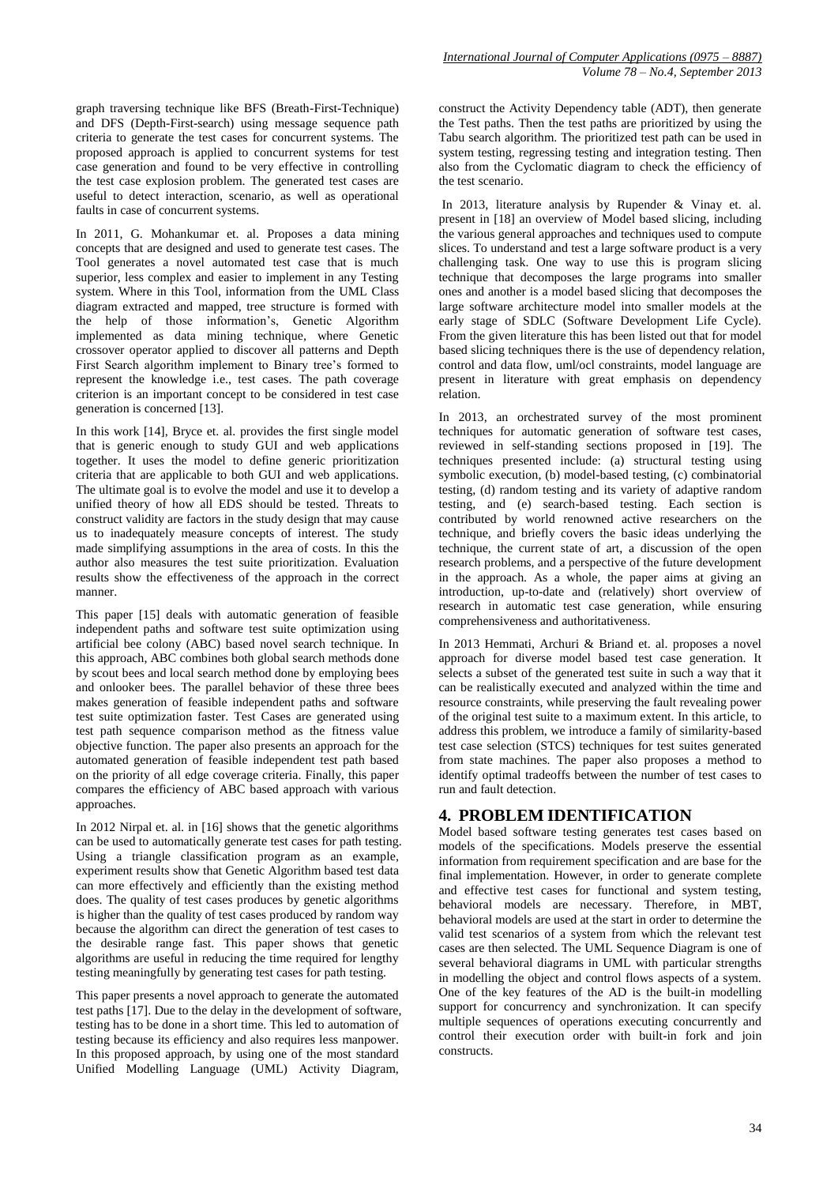graph traversing technique like BFS (Breath-First-Technique) and DFS (Depth-First-search) using message sequence path criteria to generate the test cases for concurrent systems. The proposed approach is applied to concurrent systems for test case generation and found to be very effective in controlling the test case explosion problem. The generated test cases are useful to detect interaction, scenario, as well as operational faults in case of concurrent systems.

In 2011, G. Mohankumar et. al. Proposes a data mining concepts that are designed and used to generate test cases. The Tool generates a novel automated test case that is much superior, less complex and easier to implement in any Testing system. Where in this Tool, information from the UML Class diagram extracted and mapped, tree structure is formed with the help of those information's, Genetic Algorithm implemented as data mining technique, where Genetic crossover operator applied to discover all patterns and Depth First Search algorithm implement to Binary tree's formed to represent the knowledge i.e., test cases. The path coverage criterion is an important concept to be considered in test case generation is concerned [13].

In this work [14], Bryce et. al. provides the first single model that is generic enough to study GUI and web applications together. It uses the model to define generic prioritization criteria that are applicable to both GUI and web applications. The ultimate goal is to evolve the model and use it to develop a unified theory of how all EDS should be tested. Threats to construct validity are factors in the study design that may cause us to inadequately measure concepts of interest. The study made simplifying assumptions in the area of costs. In this the author also measures the test suite prioritization. Evaluation results show the effectiveness of the approach in the correct manner.

This paper [15] deals with automatic generation of feasible independent paths and software test suite optimization using artificial bee colony (ABC) based novel search technique. In this approach, ABC combines both global search methods done by scout bees and local search method done by employing bees and onlooker bees. The parallel behavior of these three bees makes generation of feasible independent paths and software test suite optimization faster. Test Cases are generated using test path sequence comparison method as the fitness value objective function. The paper also presents an approach for the automated generation of feasible independent test path based on the priority of all edge coverage criteria. Finally, this paper compares the efficiency of ABC based approach with various approaches.

In 2012 Nirpal et. al. in [16] shows that the genetic algorithms can be used to automatically generate test cases for path testing. Using a triangle classification program as an example, experiment results show that Genetic Algorithm based test data can more effectively and efficiently than the existing method does. The quality of test cases produces by genetic algorithms is higher than the quality of test cases produced by random way because the algorithm can direct the generation of test cases to the desirable range fast. This paper shows that genetic algorithms are useful in reducing the time required for lengthy testing meaningfully by generating test cases for path testing.

This paper presents a novel approach to generate the automated test paths [17]. Due to the delay in the development of software, testing has to be done in a short time. This led to automation of testing because its efficiency and also requires less manpower. In this proposed approach, by using one of the most standard Unified Modelling Language (UML) Activity Diagram, construct the Activity Dependency table (ADT), then generate the Test paths. Then the test paths are prioritized by using the Tabu search algorithm. The prioritized test path can be used in system testing, regressing testing and integration testing. Then also from the Cyclomatic diagram to check the efficiency of the test scenario.

In 2013, literature analysis by Rupender & Vinay et. al. present in [18] an overview of Model based slicing, including the various general approaches and techniques used to compute slices. To understand and test a large software product is a very challenging task. One way to use this is program slicing technique that decomposes the large programs into smaller ones and another is a model based slicing that decomposes the large software architecture model into smaller models at the early stage of SDLC (Software Development Life Cycle). From the given literature this has been listed out that for model based slicing techniques there is the use of dependency relation, control and data flow, uml/ocl constraints, model language are present in literature with great emphasis on dependency relation.

In 2013, an orchestrated survey of the most prominent techniques for automatic generation of software test cases, reviewed in self-standing sections proposed in [19]. The techniques presented include: (a) structural testing using symbolic execution, (b) model-based testing, (c) combinatorial testing, (d) random testing and its variety of adaptive random testing, and (e) search-based testing. Each section is contributed by world renowned active researchers on the technique, and briefly covers the basic ideas underlying the technique, the current state of art, a discussion of the open research problems, and a perspective of the future development in the approach. As a whole, the paper aims at giving an introduction, up-to-date and (relatively) short overview of research in automatic test case generation, while ensuring comprehensiveness and authoritativeness.

In 2013 Hemmati, Archuri & Briand et. al. proposes a novel approach for diverse model based test case generation. It selects a subset of the generated test suite in such a way that it can be realistically executed and analyzed within the time and resource constraints, while preserving the fault revealing power of the original test suite to a maximum extent. In this article, to address this problem, we introduce a family of similarity-based test case selection (STCS) techniques for test suites generated from state machines. The paper also proposes a method to identify optimal tradeoffs between the number of test cases to run and fault detection.

## 4. PROBLEM IDENTIFICATION

Model based software testing generates test cases based on models of the specifications. Models preserve the essential information from requirement specification and are base for the final implementation. However, in order to generate complete and effective test cases for functional and system testing, behavioral models are necessary. Therefore, in MBT, behavioral models are used at the start in order to determine the valid test scenarios of a system from which the relevant test cases are then selected. The UML Sequence Diagram is one of several behavioral diagrams in UML with particular strengths in modelling the object and control flows aspects of a system. One of the key features of the AD is the built-in modelling support for concurrency and synchronization. It can specify multiple sequences of operations executing concurrently and control their execution order with built-in fork and join constructs.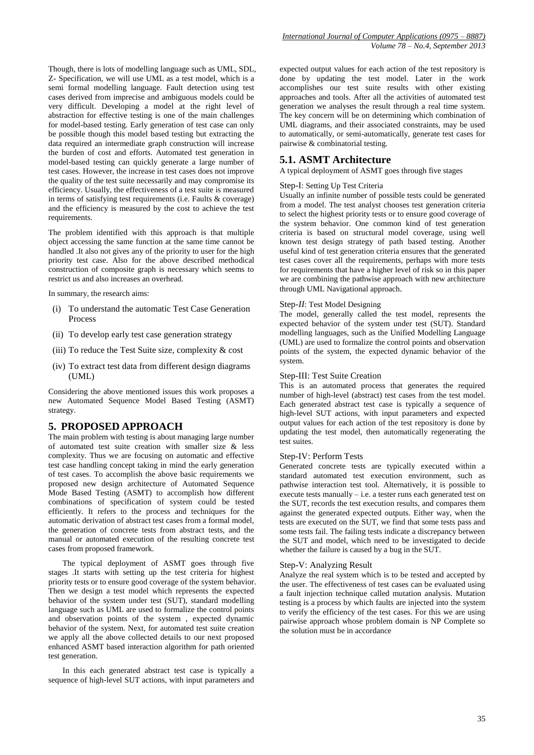Though, there is lots of modelling language such as UML, SDL, Z- Specification, we will use UML as a test model, which is a semi formal modelling language. Fault detection using test cases derived from imprecise and ambiguous models could be very difficult. Developing a model at the right level of abstraction for effective testing is one of the main challenges for model-based testing. Early generation of test case can only be possible though this model based testing but extracting the data required an intermediate graph construction will increase the burden of cost and efforts. Automated test generation in model-based testing can quickly generate a large number of test cases. However, the increase in test cases does not improve the quality of the test suite necessarily and may compromise its efficiency. Usually, the effectiveness of a test suite is measured in terms of satisfying test requirements (i.e. Faults & coverage) and the efficiency is measured by the cost to achieve the test requirements.

The problem identified with this approach is that multiple object accessing the same function at the same time cannot be handled .It also not gives any of the priority to user for the high priority test case. Also for the above described methodical construction of composite graph is necessary which seems to restrict us and also increases an overhead.

In summary, the research aims:

(i) To understand the automatic Test Case Generation Process

(ii) To develop early test case generation strategy

(iii) To reduce the Test Suite size, complexity & cost

(iv) To extract test data from different design diagrams (UML)

Considering the above mentioned issues this work proposes a new Automated Sequence Model Based Testing (ASMT) strategy.

## 5. PROPOSED APPROACH

The main problem with testing is about managing large number of automated test suite creation with smaller size & less complexity. Thus we are focusing on automatic and effective test case handling concept taking in mind the early generation of test cases. To accomplish the above basic requirements we proposed new design architecture of Automated Sequence Mode Based Testing (ASMT) to accomplish how different combinations of specification of system could be tested efficiently. It refers to the process and techniques for the automatic derivation of abstract test cases from a formal model, the generation of concrete tests from abstract tests, and the manual or automated execution of the resulting concrete test cases from proposed framework.

The typical deployment of ASMT goes through five stages .It starts with setting up the test criteria for highest priority tests or to ensure good coverage of the system behavior. Then we design a test model which represents the expected behavior of the system under test (SUT), standard modelling language such as UML are used to formalize the control points and observation points of the system , expected dynamic behavior of the system. Next, for automated test suite creation we apply all the above collected details to our next proposed enhanced ASMT based interaction algorithm for path oriented test generation.

In this each generated abstract test case is typically a sequence of high-level SUT actions, with input parameters and expected output values for each action of the test repository is done by updating the test model. Later in the work accomplishes our test suite results with other existing approaches and tools. After all the activities of automated test generation we analyses the result through a real time system. The key concern will be on determining which combination of UML diagrams, and their associated constraints, may be used to automatically, or semi-automatically, generate test cases for pairwise & combinatorial testing.

### 5.1. ASMT Architecture

A typical deployment of ASMT goes through five stages

#### Step-I: Setting Up Test Criteria

Usually an infinite number of possible tests could be generated from a model. The test analyst chooses test generation criteria to select the highest priority tests or to ensure good coverage of the system behavior. One common kind of test generation criteria is based on structural model coverage, using well known test design strategy of path based testing. Another useful kind of test generation criteria ensures that the generated test cases cover all the requirements, perhaps with more tests for requirements that have a higher level of risk so in this paper we are combining the pathwise approach with new architecture through UML Navigational approach.

#### Step-*II*: Test Model Designing

The model, generally called the test model, represents the expected behavior of the system under test (SUT). Standard modelling languages, such as the Unified Modelling Language (UML) are used to formalize the control points and observation points of the system, the expected dynamic behavior of the system.

#### Step-III: Test Suite Creation

This is an automated process that generates the required number of high-level (abstract) test cases from the test model. Each generated abstract test case is typically a sequence of high-level SUT actions, with input parameters and expected output values for each action of the test repository is done by updating the test model, then automatically regenerating the test suites.

#### Step-IV: Perform Tests

Generated concrete tests are typically executed within a standard automated test execution environment, such as pathwise interaction test tool. Alternatively, it is possible to execute tests manually – i.e. a tester runs each generated test on the SUT, records the test execution results, and compares them against the generated expected outputs. Either way, when the tests are executed on the SUT, we find that some tests pass and some tests fail. The failing tests indicate a discrepancy between the SUT and model, which need to be investigated to decide whether the failure is caused by a bug in the SUT.

#### Step-V: Analyzing Result

Analyze the real system which is to be tested and accepted by the user. The effectiveness of test cases can be evaluated using a fault injection technique called mutation analysis. Mutation testing is a process by which faults are injected into the system to verify the efficiency of the test cases. For this we are using pairwise approach whose problem domain is NP Complete so the solution must be in accordance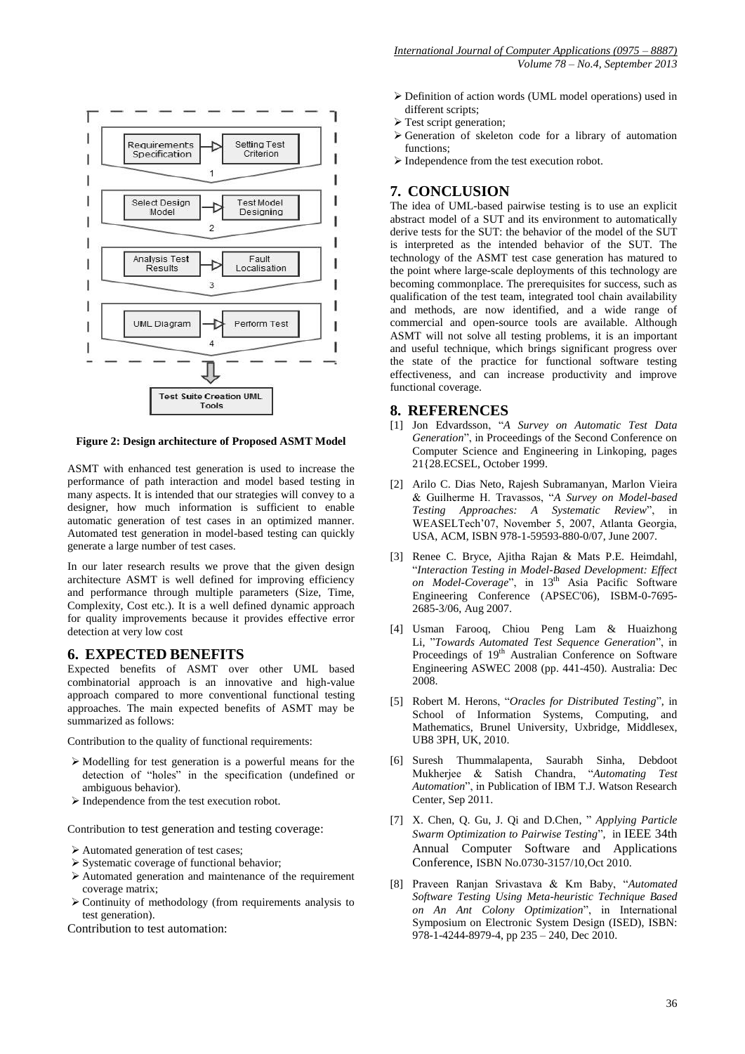Requirements Specification → Setting Test Criterion (1)

Select Design Model → Test Model Designing (2)

Analysis Test Results → Fault Localisation (3)

UML Diagram → Perform Test (4)

Test Suite Creation UML Tools

**Figure 2: Design architecture of Proposed ASMT Model**

ASMT with enhanced test generation is used to increase the performance of path interaction and model based testing in many aspects. It is intended that our strategies will convey to a designer, how much information is sufficient to enable automatic generation of test cases in an optimized manner. Automated test generation in model-based testing can quickly generate a large number of test cases.

In our later research results we prove that the given design architecture ASMT is well defined for improving efficiency and performance through multiple parameters (Size, Time, Complexity, Cost etc.). It is a well defined dynamic approach for quality improvements because it provides effective error detection at very low cost

## 6. EXPECTED BENEFITS

Expected benefits of ASMT over other UML based combinatorial approach is an innovative and high-value approach compared to more conventional functional testing approaches. The main expected benefits of ASMT may be summarized as follows:

Contribution to the quality of functional requirements:

- Modelling for test generation is a powerful means for the detection of "holes" in the specification (undefined or ambiguous behavior).
- Independence from the test execution robot.

Contribution to test generation and testing coverage:

- Automated generation of test cases;
- Systematic coverage of functional behavior;
- Automated generation and maintenance of the requirement coverage matrix;
- Continuity of methodology (from requirements analysis to test generation).

Contribution to test automation:

- Definition of action words (UML model operations) used in different scripts;
- Test script generation;
- Generation of skeleton code for a library of automation functions;
- Independence from the test execution robot.

## 7. CONCLUSION

The idea of UML-based pairwise testing is to use an explicit abstract model of a SUT and its environment to automatically derive tests for the SUT: the behavior of the model of the SUT is interpreted as the intended behavior of the SUT. The technology of the ASMT test case generation has matured to the point where large-scale deployments of this technology are becoming commonplace. The prerequisites for success, such as qualification of the test team, integrated tool chain availability and methods, are now identified, and a wide range of commercial and open-source tools are available. Although ASMT will not solve all testing problems, it is an important and useful technique, which brings significant progress over the state of the practice for functional software testing effectiveness, and can increase productivity and improve functional coverage.

## 8. REFERENCES

[1] Jon Edvardsson, "*A Survey on Automatic Test Data Generation*", in Proceedings of the Second Conference on Computer Science and Engineering in Linkoping, pages 21{28.ECSEL, October 1999.

[2] Arilo C. Dias Neto, Rajesh Subramanyan, Marlon Vieira & Guilherme H. Travassos, "*A Survey on Model-based Testing Approaches: A Systematic Review*", in WEASELTech'07, November 5, 2007, Atlanta Georgia, USA, ACM, ISBN 978-1-59593-880-0/07, June 2007.

[3] Renee C. Bryce, Ajitha Rajan & Mats P.E. Heimdahl, "*Interaction Testing in Model-Based Development: Effect on Model-Coverage*", in 13th Asia Pacific Software Engineering Conference (APSEC'06), ISBM-0-7695-2685-3/06, Aug 2007.

[4] Usman Farooq, Chiou Peng Lam & Huaizhong Li, "*Towards Automated Test Sequence Generation*", in Proceedings of 19th Australian Conference on Software Engineering ASWEC 2008 (pp. 441-450). Australia: Dec 2008.

[5] Robert M. Herons, "*Oracles for Distributed Testing*", in School of Information Systems, Computing, and Mathematics, Brunel University, Uxbridge, Middlesex, UB8 3PH, UK, 2010.

[6] Suresh Thummalapenta, Saurabh Sinha, Debdoot Mukherjee & Satish Chandra, "*Automating Test Automation*", in Publication of IBM T.J. Watson Research Center, Sep 2011.

[7] X. Chen, Q. Gu, J. Qi and D.Chen, " *Applying Particle Swarm Optimization to Pairwise Testing*", in IEEE 34th Annual Computer Software and Applications Conference, ISBN No.0730-3157/10,Oct 2010.

[8] Praveen Ranjan Srivastava & Km Baby, "*Automated Software Testing Using Meta-heuristic Technique Based on An Ant Colony Optimization*", in International Symposium on Electronic System Design (ISED), ISBN: 978-1-4244-8979-4, pp 235 – 240, Dec 2010.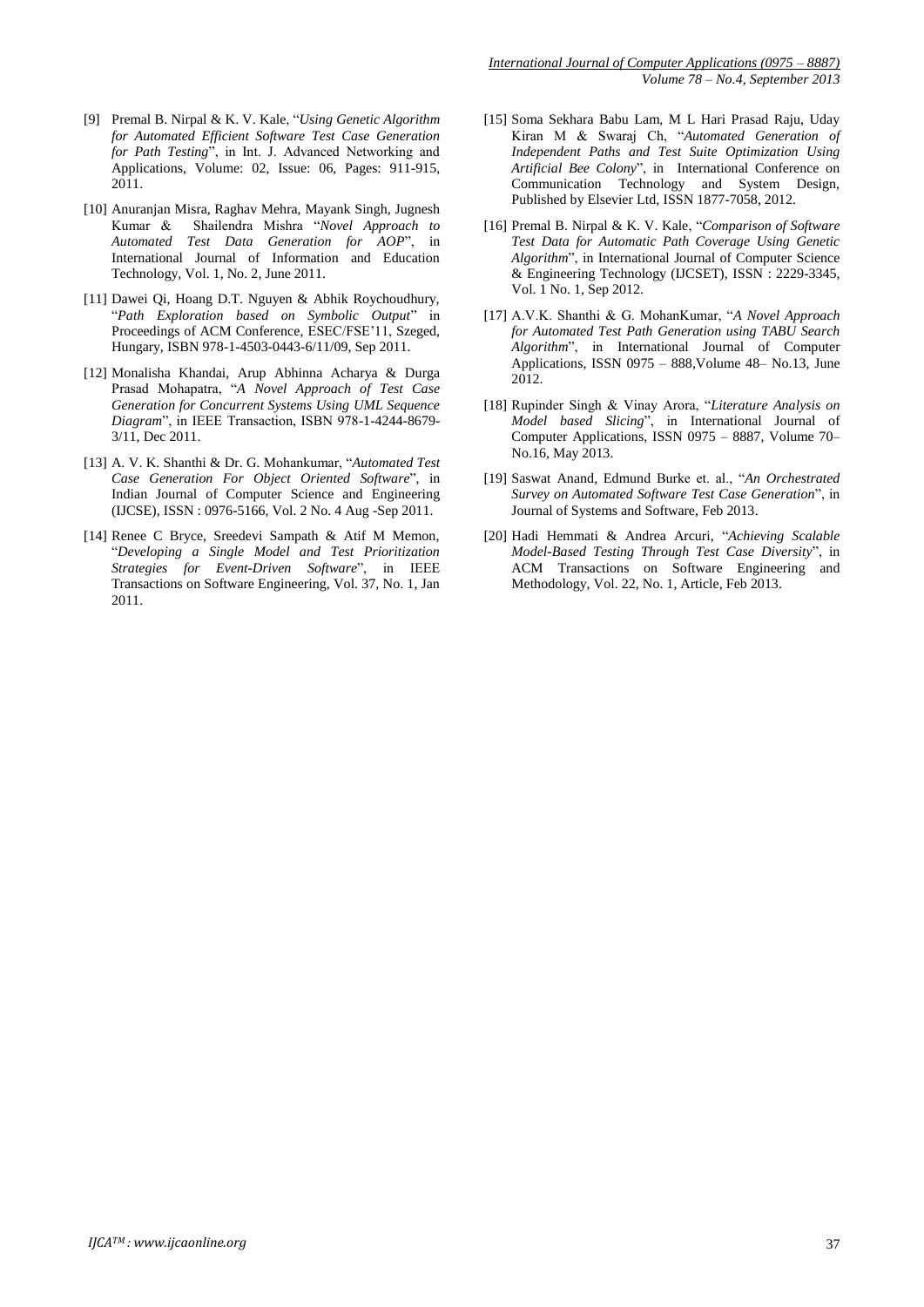[9] Premal B. Nirpal & K. V. Kale, "*Using Genetic Algorithm for Automated Efficient Software Test Case Generation for Path Testing*", in Int. J. Advanced Networking and Applications, Volume: 02, Issue: 06, Pages: 911-915, 2011.

[10] Anuranjan Misra, Raghav Mehra, Mayank Singh, Jugnesh Kumar & Shailendra Mishra "*Novel Approach to Automated Test Data Generation for AOP*", in International Journal of Information and Education Technology, Vol. 1, No. 2, June 2011.

[11] Dawei Qi, Hoang D.T. Nguyen & Abhik Roychoudhury, "*Path Exploration based on Symbolic Output*" in Proceedings of ACM Conference, ESEC/FSE'11, Szeged, Hungary, ISBN 978-1-4503-0443-6/11/09, Sep 2011.

[12] Monalisha Khandai, Arup Abhinna Acharya & Durga Prasad Mohapatra, "*A Novel Approach of Test Case Generation for Concurrent Systems Using UML Sequence Diagram*", in IEEE Transaction, ISBN 978-1-4244-8679-3/11, Dec 2011.

[13] A. V. K. Shanthi & Dr. G. Mohankumar, "*Automated Test Case Generation For Object Oriented Software*", in Indian Journal of Computer Science and Engineering (IJCSE), ISSN : 0976-5166, Vol. 2 No. 4 Aug -Sep 2011.

[14] Renee C Bryce, Sreedevi Sampath & Atif M Memon, "*Developing a Single Model and Test Prioritization Strategies for Event-Driven Software*", in IEEE Transactions on Software Engineering, Vol. 37, No. 1, Jan 2011.

[15] Soma Sekhara Babu Lam, M L Hari Prasad Raju, Uday Kiran M & Swaraj Ch, "*Automated Generation of Independent Paths and Test Suite Optimization Using Artificial Bee Colony*", in International Conference on Communication Technology and System Design, Published by Elsevier Ltd, ISSN 1877-7058, 2012.

[16] Premal B. Nirpal & K. V. Kale, "*Comparison of Software Test Data for Automatic Path Coverage Using Genetic Algorithm*", in International Journal of Computer Science & Engineering Technology (IJCSET), ISSN : 2229-3345, Vol. 1 No. 1, Sep 2012.

[17] A.V.K. Shanthi & G. MohanKumar, "*A Novel Approach for Automated Test Path Generation using TABU Search Algorithm*", in International Journal of Computer Applications, ISSN 0975 – 888,Volume 48– No.13, June 2012.

[18] Rupinder Singh & Vinay Arora, "*Literature Analysis on Model based Slicing*", in International Journal of Computer Applications, ISSN 0975 – 8887, Volume 70– No.16, May 2013.

[19] Saswat Anand, Edmund Burke et. al., "*An Orchestrated Survey on Automated Software Test Case Generation*", in Journal of Systems and Software, Feb 2013.

[20] Hadi Hemmati & Andrea Arcuri, "*Achieving Scalable Model-Based Testing Through Test Case Diversity*", in ACM Transactions on Software Engineering and Methodology, Vol. 22, No. 1, Article, Feb 2013.